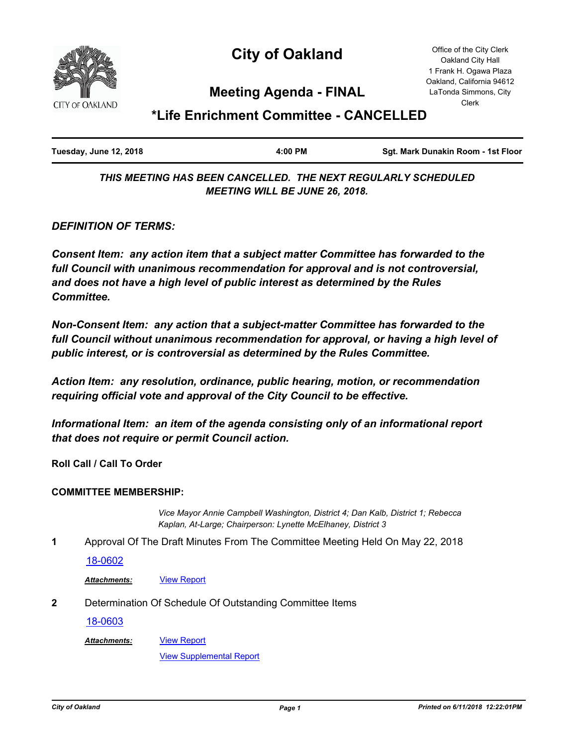# City of Oakland

Office of the City Clerk
Oakland City Hall
1 Frank H. Ogawa Plaza
Oakland, California 94612
LaTonda Simmons, City Clerk

## Meeting Agenda - FINAL

## *Life Enrichment Committee - CANCELLED

**Tuesday, June 12, 2018** | **4:00 PM** | **Sgt. Mark Dunakin Room - 1st Floor**

***THIS MEETING HAS BEEN CANCELLED. THE NEXT REGULARLY SCHEDULED MEETING WILL BE JUNE 26, 2018.***

***DEFINITION OF TERMS:***

***Consent Item: any action item that a subject matter Committee has forwarded to the full Council with unanimous recommendation for approval and is not controversial, and does not have a high level of public interest as determined by the Rules Committee.***

***Non-Consent Item: any action that a subject-matter Committee has forwarded to the full Council without unanimous recommendation for approval, or having a high level of public interest, or is controversial as determined by the Rules Committee.***

***Action Item: any resolution, ordinance, public hearing, motion, or recommendation requiring official vote and approval of the City Council to be effective.***

***Informational Item: an item of the agenda consisting only of an informational report that does not require or permit Council action.***

**Roll Call / Call To Order**

**COMMITTEE MEMBERSHIP:**

*Vice Mayor Annie Campbell Washington, District 4; Dan Kalb, District 1; Rebecca Kaplan, At-Large; Chairperson: Lynette McElhaney, District 3*

**1** Approval Of The Draft Minutes From The Committee Meeting Held On May 22, 2018

18-0602

***Attachments:*** View Report

**2** Determination Of Schedule Of Outstanding Committee Items

18-0603

***Attachments:*** View Report

View Supplemental Report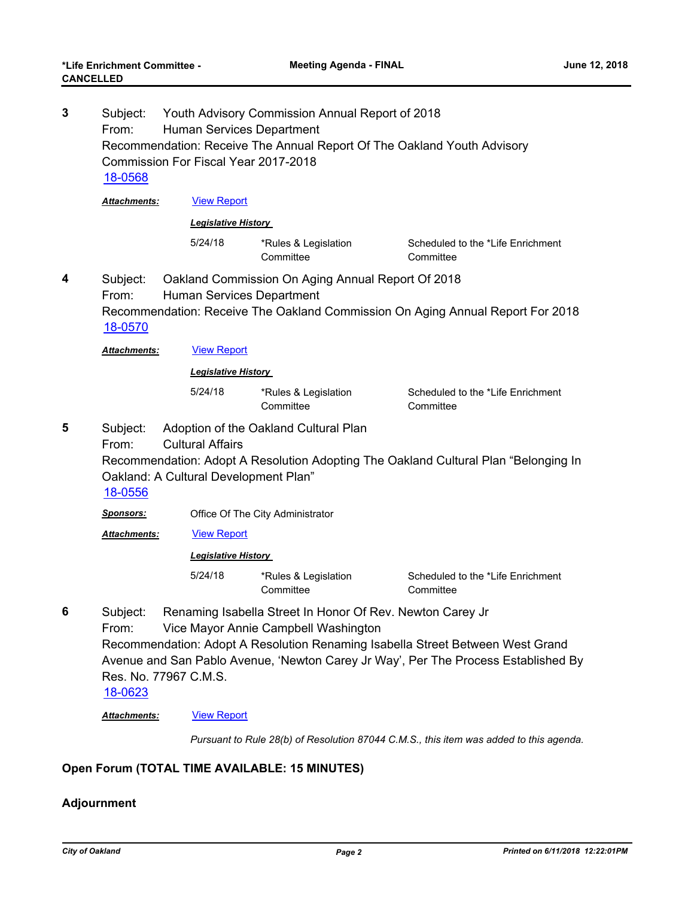**3** Subject: Youth Advisory Commission Annual Report of 2018
From: Human Services Department
Recommendation: Receive The Annual Report Of The Oakland Youth Advisory Commission For Fiscal Year 2017-2018
[18-0568]

***Attachments:*** [View Report]

***Legislative History***

| | | |
|---|---|---|
| 5/24/18 | *Rules & Legislation Committee | Scheduled to the *Life Enrichment Committee |

**4** Subject: Oakland Commission On Aging Annual Report Of 2018
From: Human Services Department
Recommendation: Receive The Oakland Commission On Aging Annual Report For 2018
[18-0570]

***Attachments:*** [View Report]

***Legislative History***

| | | |
|---|---|---|
| 5/24/18 | *Rules & Legislation Committee | Scheduled to the *Life Enrichment Committee |

**5** Subject: Adoption of the Oakland Cultural Plan
From: Cultural Affairs
Recommendation: Adopt A Resolution Adopting The Oakland Cultural Plan "Belonging In Oakland: A Cultural Development Plan"
[18-0556]

***Sponsors:*** Office Of The City Administrator

***Attachments:*** [View Report]

***Legislative History***

| | | |
|---|---|---|
| 5/24/18 | *Rules & Legislation Committee | Scheduled to the *Life Enrichment Committee |

**6** Subject: Renaming Isabella Street In Honor Of Rev. Newton Carey Jr
From: Vice Mayor Annie Campbell Washington
Recommendation: Adopt A Resolution Renaming Isabella Street Between West Grand Avenue and San Pablo Avenue, 'Newton Carey Jr Way', Per The Process Established By Res. No. 77967 C.M.S.
[18-0623]

***Attachments:*** [View Report]

*Pursuant to Rule 28(b) of Resolution 87044 C.M.S., this item was added to this agenda.*

**Open Forum (TOTAL TIME AVAILABLE: 15 MINUTES)**

**Adjournment**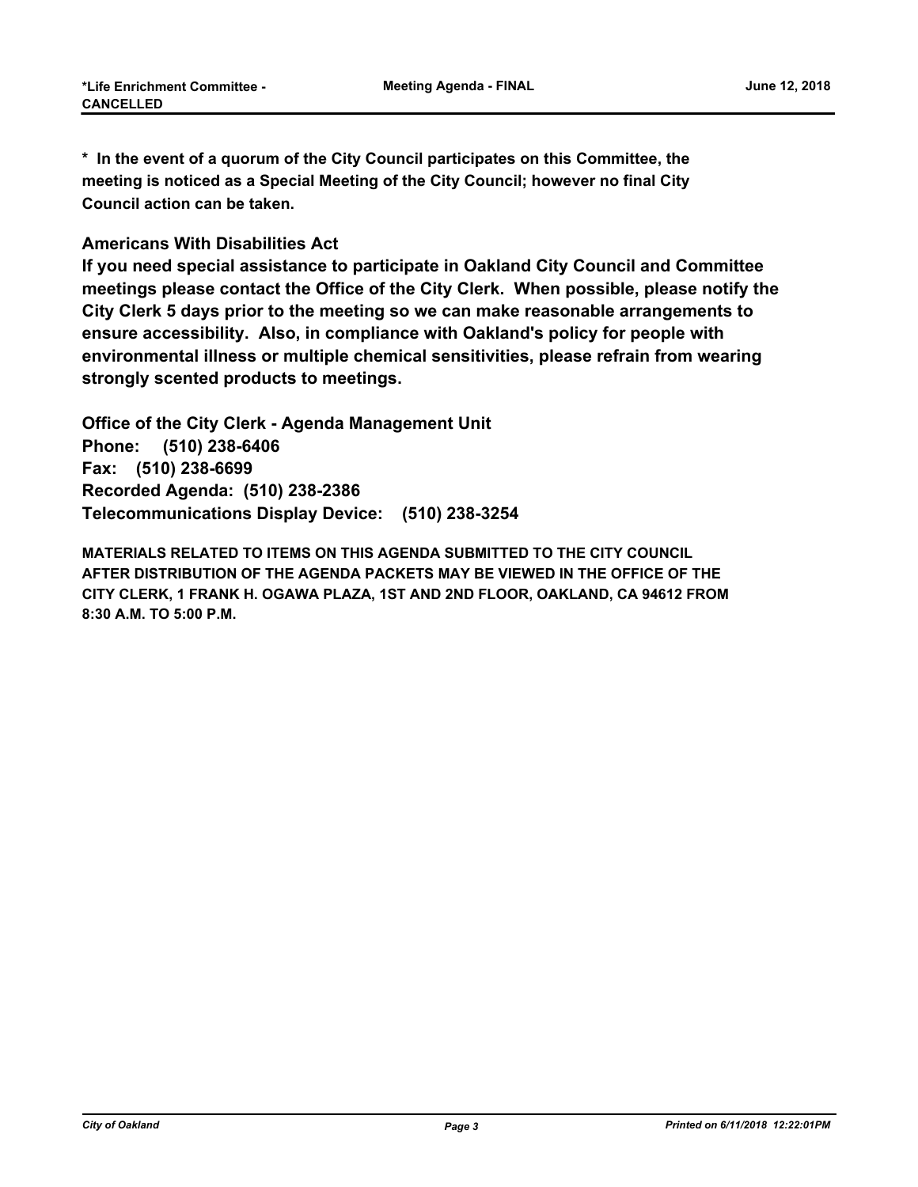**\* In the event of a quorum of the City Council participates on this Committee, the meeting is noticed as a Special Meeting of the City Council; however no final City Council action can be taken.**

**Americans With Disabilities Act**

**If you need special assistance to participate in Oakland City Council and Committee meetings please contact the Office of the City Clerk. When possible, please notify the City Clerk 5 days prior to the meeting so we can make reasonable arrangements to ensure accessibility. Also, in compliance with Oakland's policy for people with environmental illness or multiple chemical sensitivities, please refrain from wearing strongly scented products to meetings.**

**Office of the City Clerk - Agenda Management Unit**
**Phone: (510) 238-6406**
**Fax: (510) 238-6699**
**Recorded Agenda: (510) 238-2386**
**Telecommunications Display Device: (510) 238-3254**

**MATERIALS RELATED TO ITEMS ON THIS AGENDA SUBMITTED TO THE CITY COUNCIL AFTER DISTRIBUTION OF THE AGENDA PACKETS MAY BE VIEWED IN THE OFFICE OF THE CITY CLERK, 1 FRANK H. OGAWA PLAZA, 1ST AND 2ND FLOOR, OAKLAND, CA 94612 FROM 8:30 A.M. TO 5:00 P.M.**